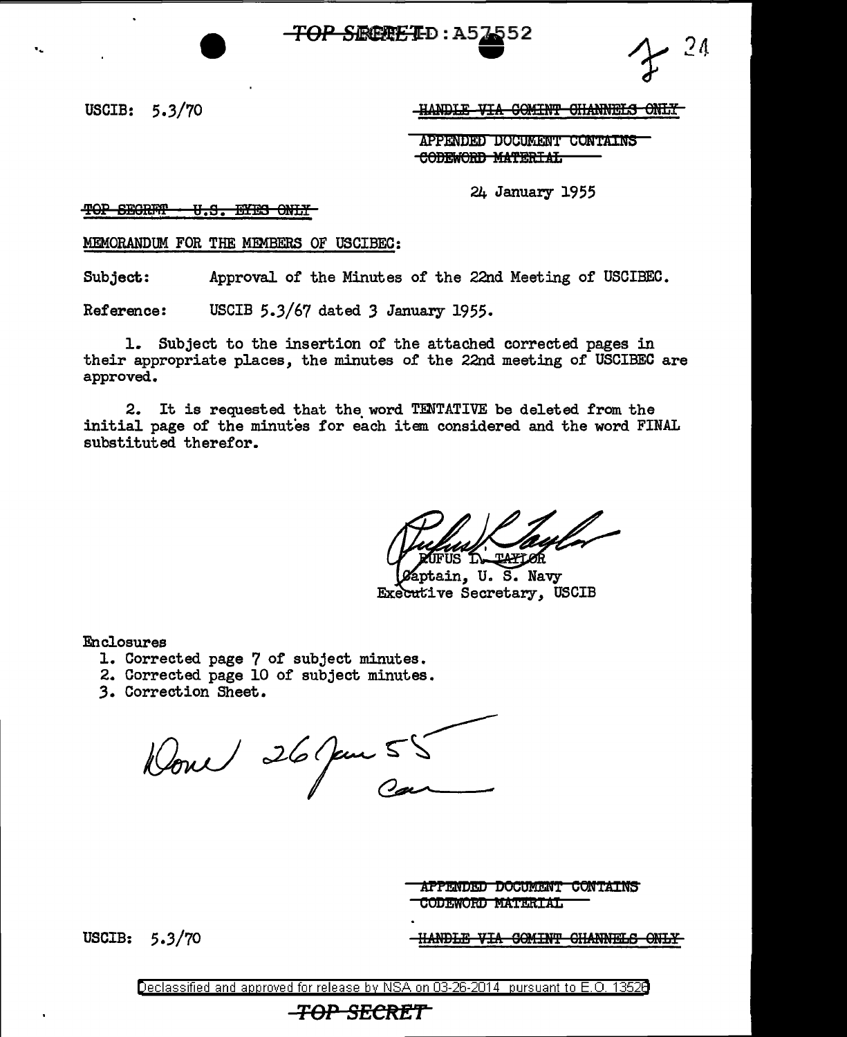USCIB: 5.3/70

HANDLE VIA COMINT CHANNELS ONLY

APPENDED DOCUMENT CONTAINS CODEWORD MATERIAL

24 January 1955

TOP SECRET - U.S. EYES ONLY

MEMORANDUM FOR THE MEMBERS OF USCIBEC:

Subject: Approval of the Minutes of the 22nd Meeting of USCIBEC.

Reference: USCIB 5.3/67 dated 3 January 1955.

1. Subject to the insertion of the attached corrected pages in their appropriate places, the minutes of the 22nd meeting of USCIBEC are approved.

2. It is requested that the word TENTATIVE be deleted from the initial page of the minutes for each item considered and the word FINAL substituted therefor.

RUFUS L. TAYLOR
Captain, U. S. Navy
Executive Secretary, USCIB

Enclosures
1. Corrected page 7 of subject minutes.
2. Corrected page 10 of subject minutes.
3. Correction Sheet.

Done 26 Jan 55

APPENDED DOCUMENT CONTAINS CODEWORD MATERIAL

USCIB: 5.3/70

HANDLE VIA COMINT CHANNELS ONLY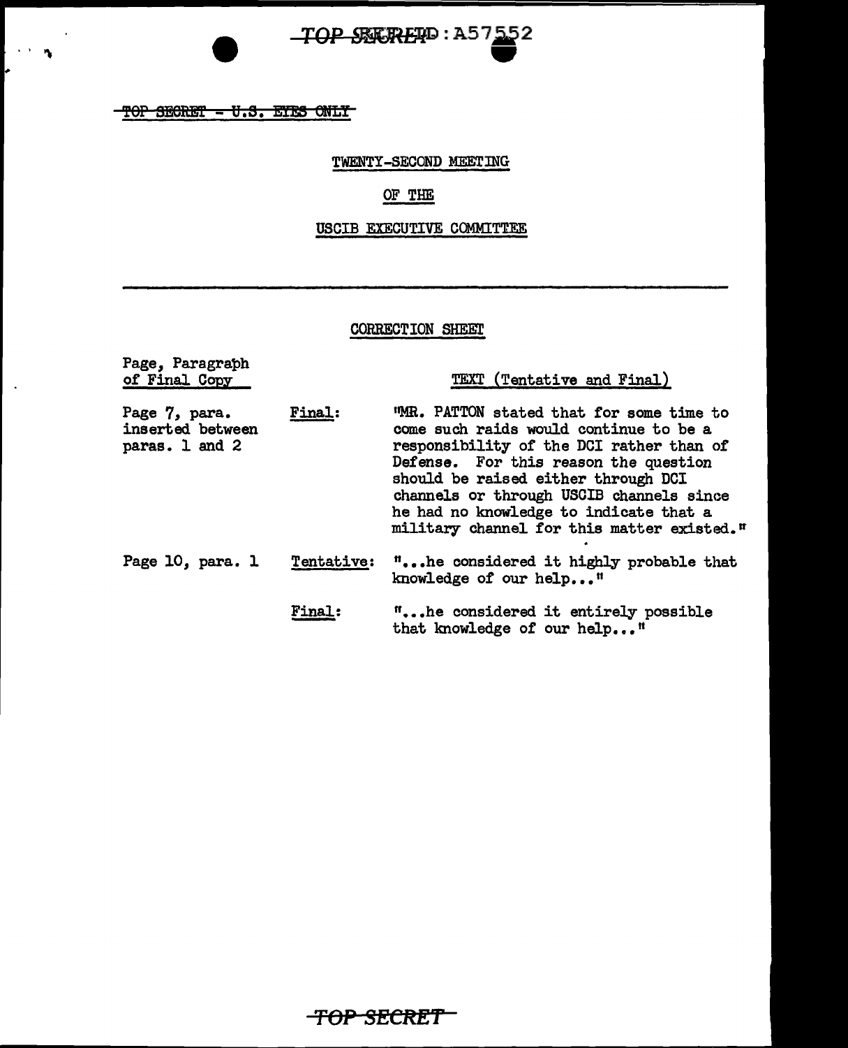TOP SECRET - U.S. EYES ONLY

TWENTY-SECOND MEETING

OF THE

USCIB EXECUTIVE COMMITTEE

CORRECTION SHEET

| Page, Paragraph of Final Copy | | TEXT (Tentative and Final) |
|---|---|---|
| Page 7, para. inserted between paras. 1 and 2 | Final: | "MR. PATTON stated that for some time to come such raids would continue to be a responsibility of the DCI rather than of Defense. For this reason the question should be raised either through DCI channels or through USCIB channels since he had no knowledge to indicate that a military channel for this matter existed." |
| Page 10, para. 1 | Tentative: | "...he considered it highly probable that knowledge of our help..." |
| | Final: | "...he considered it entirely possible that knowledge of our help..." |

TOP SECRET